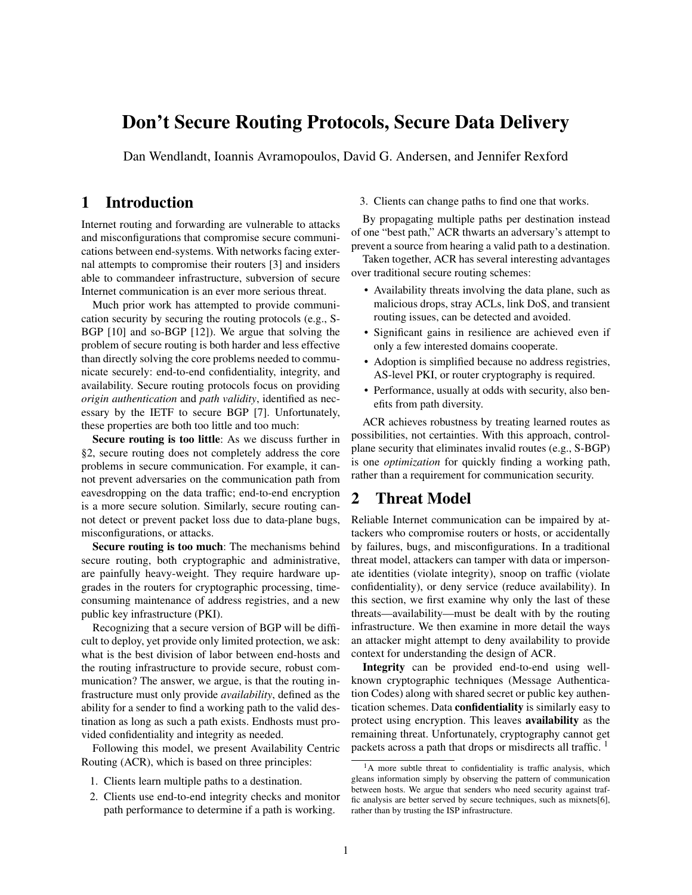# Don't Secure Routing Protocols, Secure Data Delivery

Dan Wendlandt, Ioannis Avramopoulos, David G. Andersen, and Jennifer Rexford

## 1 Introduction

Internet routing and forwarding are vulnerable to attacks and misconfigurations that compromise secure communications between end-systems. With networks facing external attempts to compromise their routers [3] and insiders able to commandeer infrastructure, subversion of secure Internet communication is an ever more serious threat.

Much prior work has attempted to provide communication security by securing the routing protocols (e.g., S-BGP [10] and so-BGP [12]). We argue that solving the problem of secure routing is both harder and less effective than directly solving the core problems needed to communicate securely: end-to-end confidentiality, integrity, and availability. Secure routing protocols focus on providing *origin authentication* and *path validity*, identified as necessary by the IETF to secure BGP [7]. Unfortunately, these properties are both too little and too much:

**Secure routing is too little**: As we discuss further in §2, secure routing does not completely address the core problems in secure communication. For example, it cannot prevent adversaries on the communication path from eavesdropping on the data traffic; end-to-end encryption is a more secure solution. Similarly, secure routing cannot detect or prevent packet loss due to data-plane bugs, misconfigurations, or attacks.

**Secure routing is too much**: The mechanisms behind secure routing, both cryptographic and administrative, are painfully heavy-weight. They require hardware upgrades in the routers for cryptographic processing, time-consuming maintenance of address registries, and a new public key infrastructure (PKI).

Recognizing that a secure version of BGP will be difficult to deploy, yet provide only limited protection, we ask: what is the best division of labor between end-hosts and the routing infrastructure to provide secure, robust communication? The answer, we argue, is that the routing infrastructure must only provide *availability*, defined as the ability for a sender to find a working path to the valid destination as long as such a path exists. Endhosts must provided confidentiality and integrity as needed.

Following this model, we present Availability Centric Routing (ACR), which is based on three principles:

1. Clients learn multiple paths to a destination.
2. Clients use end-to-end integrity checks and monitor path performance to determine if a path is working.
3. Clients can change paths to find one that works.

By propagating multiple paths per destination instead of one "best path," ACR thwarts an adversary's attempt to prevent a source from hearing a valid path to a destination.

Taken together, ACR has several interesting advantages over traditional secure routing schemes:

- Availability threats involving the data plane, such as malicious drops, stray ACLs, link DoS, and transient routing issues, can be detected and avoided.
- Significant gains in resilience are achieved even if only a few interested domains cooperate.
- Adoption is simplified because no address registries, AS-level PKI, or router cryptography is required.
- Performance, usually at odds with security, also benefits from path diversity.

ACR achieves robustness by treating learned routes as possibilities, not certainties. With this approach, control-plane security that eliminates invalid routes (e.g., S-BGP) is one *optimization* for quickly finding a working path, rather than a requirement for communication security.

## 2 Threat Model

Reliable Internet communication can be impaired by attackers who compromise routers or hosts, or accidentally by failures, bugs, and misconfigurations. In a traditional threat model, attackers can tamper with data or impersonate identities (violate integrity), snoop on traffic (violate confidentiality), or deny service (reduce availability). In this section, we first examine why only the last of these threats—availability—must be dealt with by the routing infrastructure. We then examine in more detail the ways an attacker might attempt to deny availability to provide context for understanding the design of ACR.

**Integrity** can be provided end-to-end using well-known cryptographic techniques (Message Authentication Codes) along with shared secret or public key authentication schemes. Data **confidentiality** is similarly easy to protect using encryption. This leaves **availability** as the remaining threat. Unfortunately, cryptography cannot get packets across a path that drops or misdirects all traffic. [1]

[1] A more subtle threat to confidentiality is traffic analysis, which gleans information simply by observing the pattern of communication between hosts. We argue that senders who need security against traffic analysis are better served by secure techniques, such as mixnets[6], rather than by trusting the ISP infrastructure.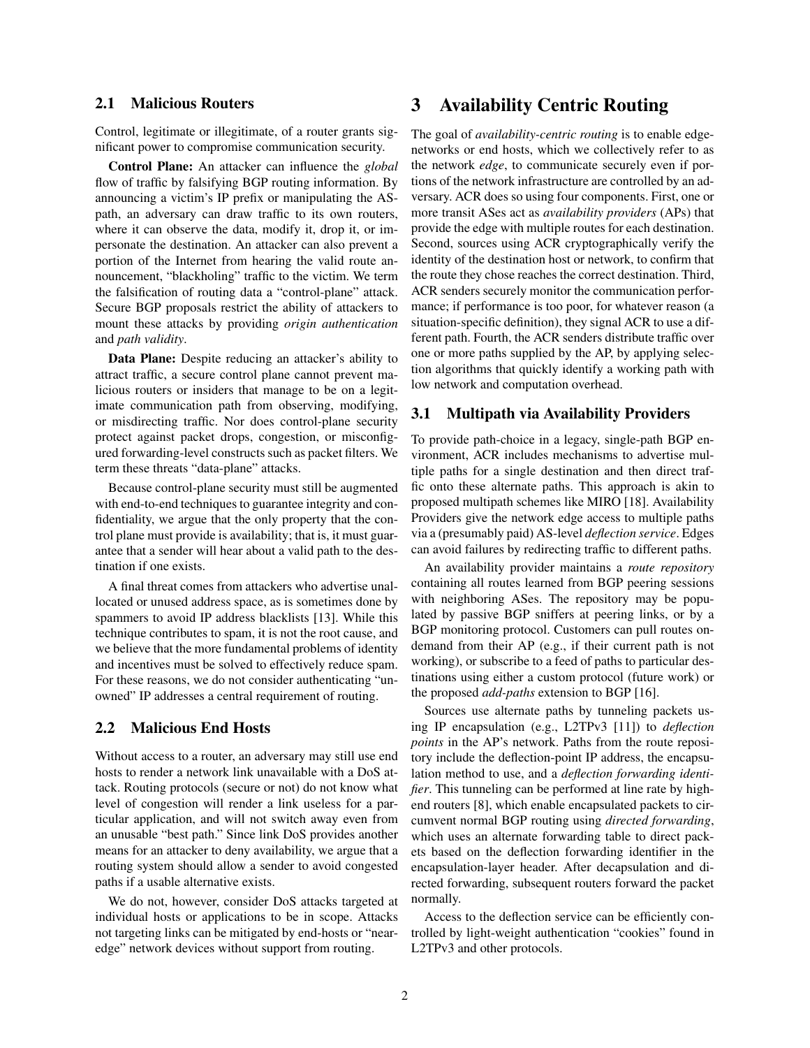## 2.1 Malicious Routers

Control, legitimate or illegitimate, of a router grants significant power to compromise communication security.

**Control Plane:** An attacker can influence the *global* flow of traffic by falsifying BGP routing information. By announcing a victim's IP prefix or manipulating the AS-path, an adversary can draw traffic to its own routers, where it can observe the data, modify it, drop it, or impersonate the destination. An attacker can also prevent a portion of the Internet from hearing the valid route announcement, "blackholing" traffic to the victim. We term the falsification of routing data a "control-plane" attack. Secure BGP proposals restrict the ability of attackers to mount these attacks by providing *origin authentication* and *path validity*.

**Data Plane:** Despite reducing an attacker's ability to attract traffic, a secure control plane cannot prevent malicious routers or insiders that manage to be on a legitimate communication path from observing, modifying, or misdirecting traffic. Nor does control-plane security protect against packet drops, congestion, or misconfigured forwarding-level constructs such as packet filters. We term these threats "data-plane" attacks.

Because control-plane security must still be augmented with end-to-end techniques to guarantee integrity and confidentiality, we argue that the only property that the control plane must provide is availability; that is, it must guarantee that a sender will hear about a valid path to the destination if one exists.

A final threat comes from attackers who advertise unallocated or unused address space, as is sometimes done by spammers to avoid IP address blacklists [13]. While this technique contributes to spam, it is not the root cause, and we believe that the more fundamental problems of identity and incentives must be solved to effectively reduce spam. For these reasons, we do not consider authenticating "unowned" IP addresses a central requirement of routing.

## 2.2 Malicious End Hosts

Without access to a router, an adversary may still use end hosts to render a network link unavailable with a DoS attack. Routing protocols (secure or not) do not know what level of congestion will render a link useless for a particular application, and will not switch away even from an unusable "best path." Since link DoS provides another means for an attacker to deny availability, we argue that a routing system should allow a sender to avoid congested paths if a usable alternative exists.

We do not, however, consider DoS attacks targeted at individual hosts or applications to be in scope. Attacks not targeting links can be mitigated by end-hosts or "near-edge" network devices without support from routing.

# 3 Availability Centric Routing

The goal of *availability-centric routing* is to enable edge-networks or end hosts, which we collectively refer to as the network *edge*, to communicate securely even if portions of the network infrastructure are controlled by an adversary. ACR does so using four components. First, one or more transit ASes act as *availability providers* (APs) that provide the edge with multiple routes for each destination. Second, sources using ACR cryptographically verify the identity of the destination host or network, to confirm that the route they chose reaches the correct destination. Third, ACR senders securely monitor the communication performance; if performance is too poor, for whatever reason (a situation-specific definition), they signal ACR to use a different path. Fourth, the ACR senders distribute traffic over one or more paths supplied by the AP, by applying selection algorithms that quickly identify a working path with low network and computation overhead.

## 3.1 Multipath via Availability Providers

To provide path-choice in a legacy, single-path BGP environment, ACR includes mechanisms to advertise multiple paths for a single destination and then direct traffic onto these alternate paths. This approach is akin to proposed multipath schemes like MIRO [18]. Availability Providers give the network edge access to multiple paths via a (presumably paid) AS-level *deflection service*. Edges can avoid failures by redirecting traffic to different paths.

An availability provider maintains a *route repository* containing all routes learned from BGP peering sessions with neighboring ASes. The repository may be populated by passive BGP sniffers at peering links, or by a BGP monitoring protocol. Customers can pull routes on-demand from their AP (e.g., if their current path is not working), or subscribe to a feed of paths to particular destinations using either a custom protocol (future work) or the proposed *add-paths* extension to BGP [16].

Sources use alternate paths by tunneling packets using IP encapsulation (e.g., L2TPv3 [11]) to *deflection points* in the AP's network. Paths from the route repository include the deflection-point IP address, the encapsulation method to use, and a *deflection forwarding identifier*. This tunneling can be performed at line rate by high-end routers [8], which enable encapsulated packets to circumvent normal BGP routing using *directed forwarding*, which uses an alternate forwarding table to direct packets based on the deflection forwarding identifier in the encapsulation-layer header. After decapsulation and directed forwarding, subsequent routers forward the packet normally.

Access to the deflection service can be efficiently controlled by light-weight authentication "cookies" found in L2TPv3 and other protocols.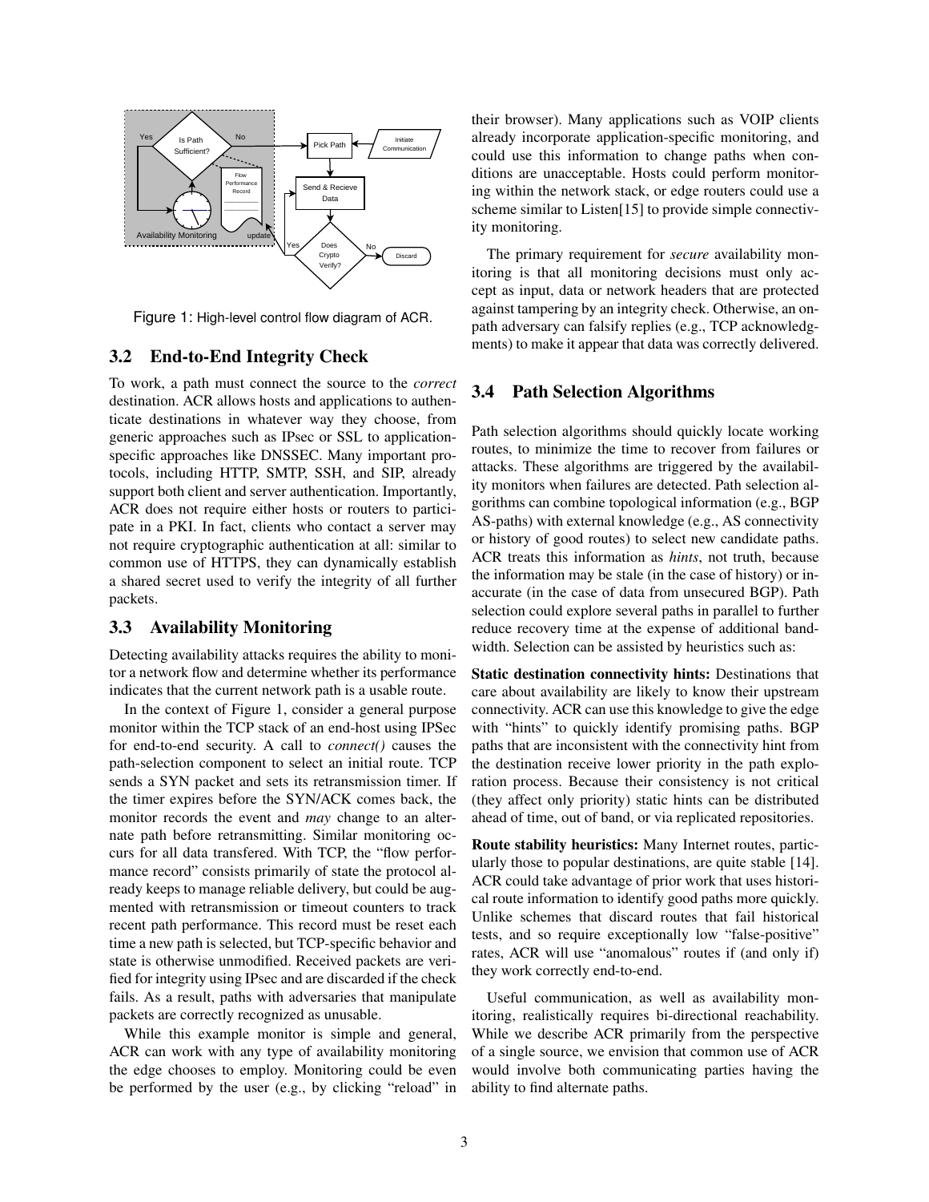Figure 1: High-level control flow diagram of ACR.

## 3.2 End-to-End Integrity Check

To work, a path must connect the source to the *correct* destination. ACR allows hosts and applications to authenticate destinations in whatever way they choose, from generic approaches such as IPsec or SSL to application-specific approaches like DNSSEC. Many important protocols, including HTTP, SMTP, SSH, and SIP, already support both client and server authentication. Importantly, ACR does not require either hosts or routers to participate in a PKI. In fact, clients who contact a server may not require cryptographic authentication at all: similar to common use of HTTPS, they can dynamically establish a shared secret used to verify the integrity of all further packets.

## 3.3 Availability Monitoring

Detecting availability attacks requires the ability to monitor a network flow and determine whether its performance indicates that the current network path is a usable route.

In the context of Figure 1, consider a general purpose monitor within the TCP stack of an end-host using IPSec for end-to-end security. A call to *connect()* causes the path-selection component to select an initial route. TCP sends a SYN packet and sets its retransmission timer. If the timer expires before the SYN/ACK comes back, the monitor records the event and *may* change to an alternate path before retransmitting. Similar monitoring occurs for all data transfered. With TCP, the "flow performance record" consists primarily of state the protocol already keeps to manage reliable delivery, but could be augmented with retransmission or timeout counters to track recent path performance. This record must be reset each time a new path is selected, but TCP-specific behavior and state is otherwise unmodified. Received packets are verified for integrity using IPsec and are discarded if the check fails. As a result, paths with adversaries that manipulate packets are correctly recognized as unusable.

While this example monitor is simple and general, ACR can work with any type of availability monitoring the edge chooses to employ. Monitoring could be even be performed by the user (e.g., by clicking "reload" in their browser). Many applications such as VOIP clients already incorporate application-specific monitoring, and could use this information to change paths when conditions are unacceptable. Hosts could perform monitoring within the network stack, or edge routers could use a scheme similar to Listen[15] to provide simple connectivity monitoring.

The primary requirement for *secure* availability monitoring is that all monitoring decisions must only accept as input, data or network headers that are protected against tampering by an integrity check. Otherwise, an on-path adversary can falsify replies (e.g., TCP acknowledgments) to make it appear that data was correctly delivered.

## 3.4 Path Selection Algorithms

Path selection algorithms should quickly locate working routes, to minimize the time to recover from failures or attacks. These algorithms are triggered by the availability monitors when failures are detected. Path selection algorithms can combine topological information (e.g., BGP AS-paths) with external knowledge (e.g., AS connectivity or history of good routes) to select new candidate paths. ACR treats this information as *hints*, not truth, because the information may be stale (in the case of history) or inaccurate (in the case of data from unsecured BGP). Path selection could explore several paths in parallel to further reduce recovery time at the expense of additional bandwidth. Selection can be assisted by heuristics such as:

**Static destination connectivity hints:** Destinations that care about availability are likely to know their upstream connectivity. ACR can use this knowledge to give the edge with "hints" to quickly identify promising paths. BGP paths that are inconsistent with the connectivity hint from the destination receive lower priority in the path exploration process. Because their consistency is not critical (they affect only priority) static hints can be distributed ahead of time, out of band, or via replicated repositories.

**Route stability heuristics:** Many Internet routes, particularly those to popular destinations, are quite stable [14]. ACR could take advantage of prior work that uses historical route information to identify good paths more quickly. Unlike schemes that discard routes that fail historical tests, and so require exceptionally low "false-positive" rates, ACR will use "anomalous" routes if (and only if) they work correctly end-to-end.

Useful communication, as well as availability monitoring, realistically requires bi-directional reachability. While we describe ACR primarily from the perspective of a single source, we envision that common use of ACR would involve both communicating parties having the ability to find alternate paths.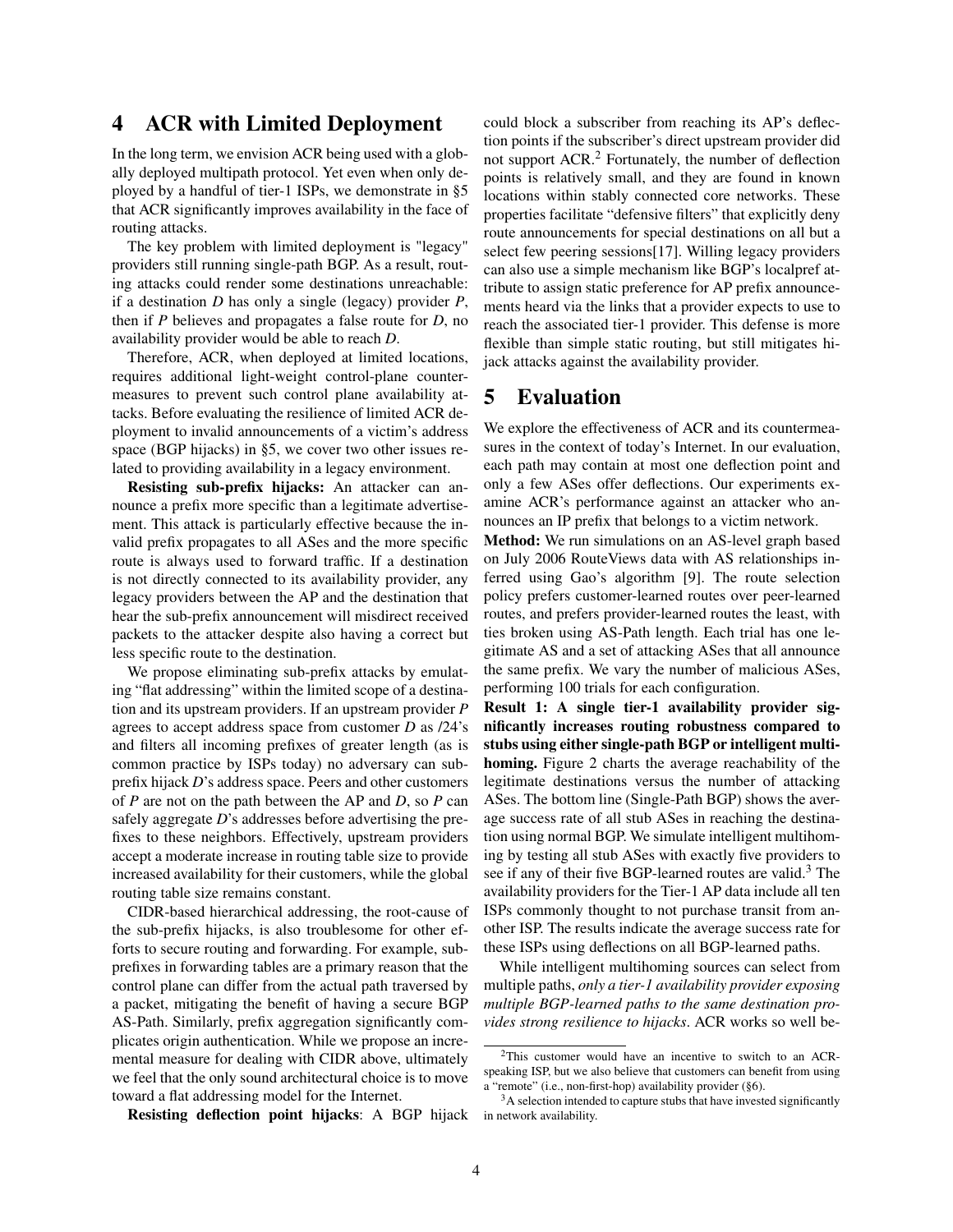# 4 ACR with Limited Deployment

In the long term, we envision ACR being used with a globally deployed multipath protocol. Yet even when only deployed by a handful of tier-1 ISPs, we demonstrate in §5 that ACR significantly improves availability in the face of routing attacks.

The key problem with limited deployment is "legacy" providers still running single-path BGP. As a result, routing attacks could render some destinations unreachable: if a destination *D* has only a single (legacy) provider *P*, then if *P* believes and propagates a false route for *D*, no availability provider would be able to reach *D*.

Therefore, ACR, when deployed at limited locations, requires additional light-weight control-plane countermeasures to prevent such control plane availability attacks. Before evaluating the resilience of limited ACR deployment to invalid announcements of a victim's address space (BGP hijacks) in §5, we cover two other issues related to providing availability in a legacy environment.

**Resisting sub-prefix hijacks:** An attacker can announce a prefix more specific than a legitimate advertisement. This attack is particularly effective because the invalid prefix propagates to all ASes and the more specific route is always used to forward traffic. If a destination is not directly connected to its availability provider, any legacy providers between the AP and the destination that hear the sub-prefix announcement will misdirect received packets to the attacker despite also having a correct but less specific route to the destination.

We propose eliminating sub-prefix attacks by emulating "flat addressing" within the limited scope of a destination and its upstream providers. If an upstream provider *P* agrees to accept address space from customer *D* as /24's and filters all incoming prefixes of greater length (as is common practice by ISPs today) no adversary can sub-prefix hijack *D*'s address space. Peers and other customers of *P* are not on the path between the AP and *D*, so *P* can safely aggregate *D*'s addresses before advertising the prefixes to these neighbors. Effectively, upstream providers accept a moderate increase in routing table size to provide increased availability for their customers, while the global routing table size remains constant.

CIDR-based hierarchical addressing, the root-cause of the sub-prefix hijacks, is also troublesome for other efforts to secure routing and forwarding. For example, sub-prefixes in forwarding tables are a primary reason that the control plane can differ from the actual path traversed by a packet, mitigating the benefit of having a secure BGP AS-Path. Similarly, prefix aggregation significantly complicates origin authentication. While we propose an incremental measure for dealing with CIDR above, ultimately we feel that the only sound architectural choice is to move toward a flat addressing model for the Internet.

**Resisting deflection point hijacks**: A BGP hijack could block a subscriber from reaching its AP's deflection points if the subscriber's direct upstream provider did not support ACR.[2] Fortunately, the number of deflection points is relatively small, and they are found in known locations within stably connected core networks. These properties facilitate "defensive filters" that explicitly deny route announcements for special destinations on all but a select few peering sessions[17]. Willing legacy providers can also use a simple mechanism like BGP's localpref attribute to assign static preference for AP prefix announcements heard via the links that a provider expects to use to reach the associated tier-1 provider. This defense is more flexible than simple static routing, but still mitigates hijack attacks against the availability provider.

# 5 Evaluation

We explore the effectiveness of ACR and its countermeasures in the context of today's Internet. In our evaluation, each path may contain at most one deflection point and only a few ASes offer deflections. Our experiments examine ACR's performance against an attacker who announces an IP prefix that belongs to a victim network.

**Method:** We run simulations on an AS-level graph based on July 2006 RouteViews data with AS relationships inferred using Gao's algorithm [9]. The route selection policy prefers customer-learned routes over peer-learned routes, and prefers provider-learned routes the least, with ties broken using AS-Path length. Each trial has one legitimate AS and a set of attacking ASes that all announce the same prefix. We vary the number of malicious ASes, performing 100 trials for each configuration.

**Result 1: A single tier-1 availability provider significantly increases routing robustness compared to stubs using either single-path BGP or intelligent multihoming.** Figure 2 charts the average reachability of the legitimate destinations versus the number of attacking ASes. The bottom line (Single-Path BGP) shows the average success rate of all stub ASes in reaching the destination using normal BGP. We simulate intelligent multihoming by testing all stub ASes with exactly five providers to see if any of their five BGP-learned routes are valid.[3] The availability providers for the Tier-1 AP data include all ten ISPs commonly thought to not purchase transit from another ISP. The results indicate the average success rate for these ISPs using deflections on all BGP-learned paths.

While intelligent multihoming sources can select from multiple paths, *only a tier-1 availability provider exposing multiple BGP-learned paths to the same destination provides strong resilience to hijacks*. ACR works so well be-

[2] This customer would have an incentive to switch to an ACR-speaking ISP, but we also believe that customers can benefit from using a "remote" (i.e., non-first-hop) availability provider (§6).

[3] A selection intended to capture stubs that have invested significantly in network availability.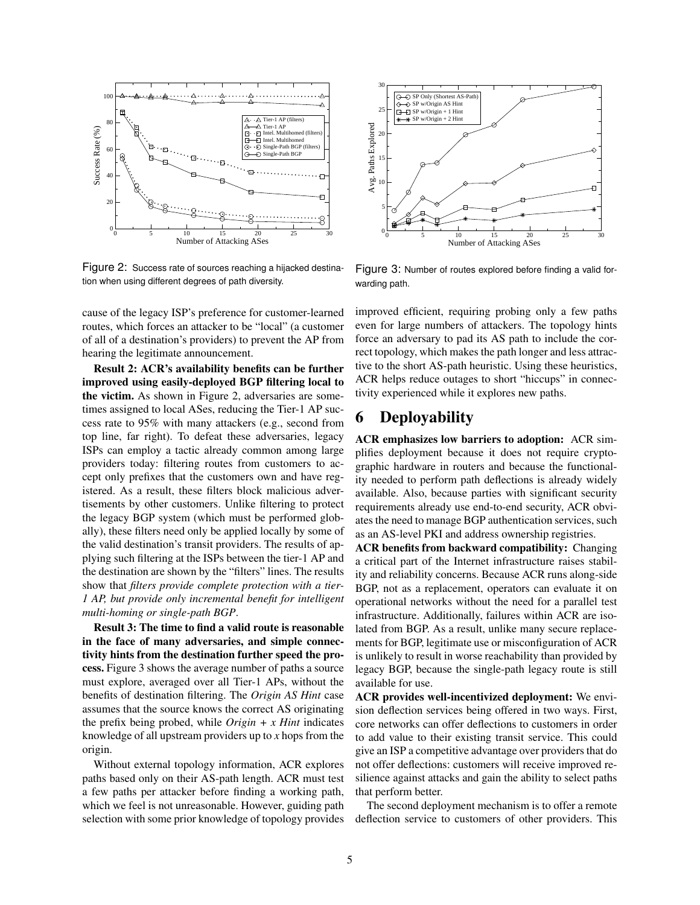Figure 2: Success rate of sources reaching a hijacked destination when using different degrees of path diversity.

Figure 3: Number of routes explored before finding a valid forwarding path.

cause of the legacy ISP's preference for customer-learned routes, which forces an attacker to be "local" (a customer of all of a destination's providers) to prevent the AP from hearing the legitimate announcement.

**Result 2: ACR's availability benefits can be further improved using easily-deployed BGP filtering local to the victim.** As shown in Figure 2, adversaries are sometimes assigned to local ASes, reducing the Tier-1 AP success rate to 95% with many attackers (e.g., second from top line, far right). To defeat these adversaries, legacy ISPs can employ a tactic already common among large providers today: filtering routes from customers to accept only prefixes that the customers own and have registered. As a result, these filters block malicious advertisements by other customers. Unlike filtering to protect the legacy BGP system (which must be performed globally), these filters need only be applied locally by some of the valid destination's transit providers. The results of applying such filtering at the ISPs between the tier-1 AP and the destination are shown by the "filters" lines. The results show that *filters provide complete protection with a tier-1 AP, but provide only incremental benefit for intelligent multi-homing or single-path BGP*.

**Result 3: The time to find a valid route is reasonable in the face of many adversaries, and simple connectivity hints from the destination further speed the process.** Figure 3 shows the average number of paths a source must explore, averaged over all Tier-1 APs, without the benefits of destination filtering. The *Origin AS Hint* case assumes that the source knows the correct AS originating the prefix being probed, while *Origin + x Hint* indicates knowledge of all upstream providers up to *x* hops from the origin.

Without external topology information, ACR explores paths based only on their AS-path length. ACR must test a few paths per attacker before finding a working path, which we feel is not unreasonable. However, guiding path selection with some prior knowledge of topology provides improved efficient, requiring probing only a few paths even for large numbers of attackers. The topology hints force an adversary to pad its AS path to include the correct topology, which makes the path longer and less attractive to the short AS-path heuristic. Using these heuristics, ACR helps reduce outages to short "hiccups" in connectivity experienced while it explores new paths.

# 6 Deployability

**ACR emphasizes low barriers to adoption:** ACR simplifies deployment because it does not require cryptographic hardware in routers and because the functionality needed to perform path deflections is already widely available. Also, because parties with significant security requirements already use end-to-end security, ACR obviates the need to manage BGP authentication services, such as an AS-level PKI and address ownership registries.

**ACR benefits from backward compatibility:** Changing a critical part of the Internet infrastructure raises stability and reliability concerns. Because ACR runs along-side BGP, not as a replacement, operators can evaluate it on operational networks without the need for a parallel test infrastructure. Additionally, failures within ACR are isolated from BGP. As a result, unlike many secure replacements for BGP, legitimate use or misconfiguration of ACR is unlikely to result in worse reachability than provided by legacy BGP, because the single-path legacy route is still available for use.

**ACR provides well-incentivized deployment:** We envision deflection services being offered in two ways. First, core networks can offer deflections to customers in order to add value to their existing transit service. This could give an ISP a competitive advantage over providers that do not offer deflections: customers will receive improved resilience against attacks and gain the ability to select paths that perform better.

The second deployment mechanism is to offer a remote deflection service to customers of other providers. This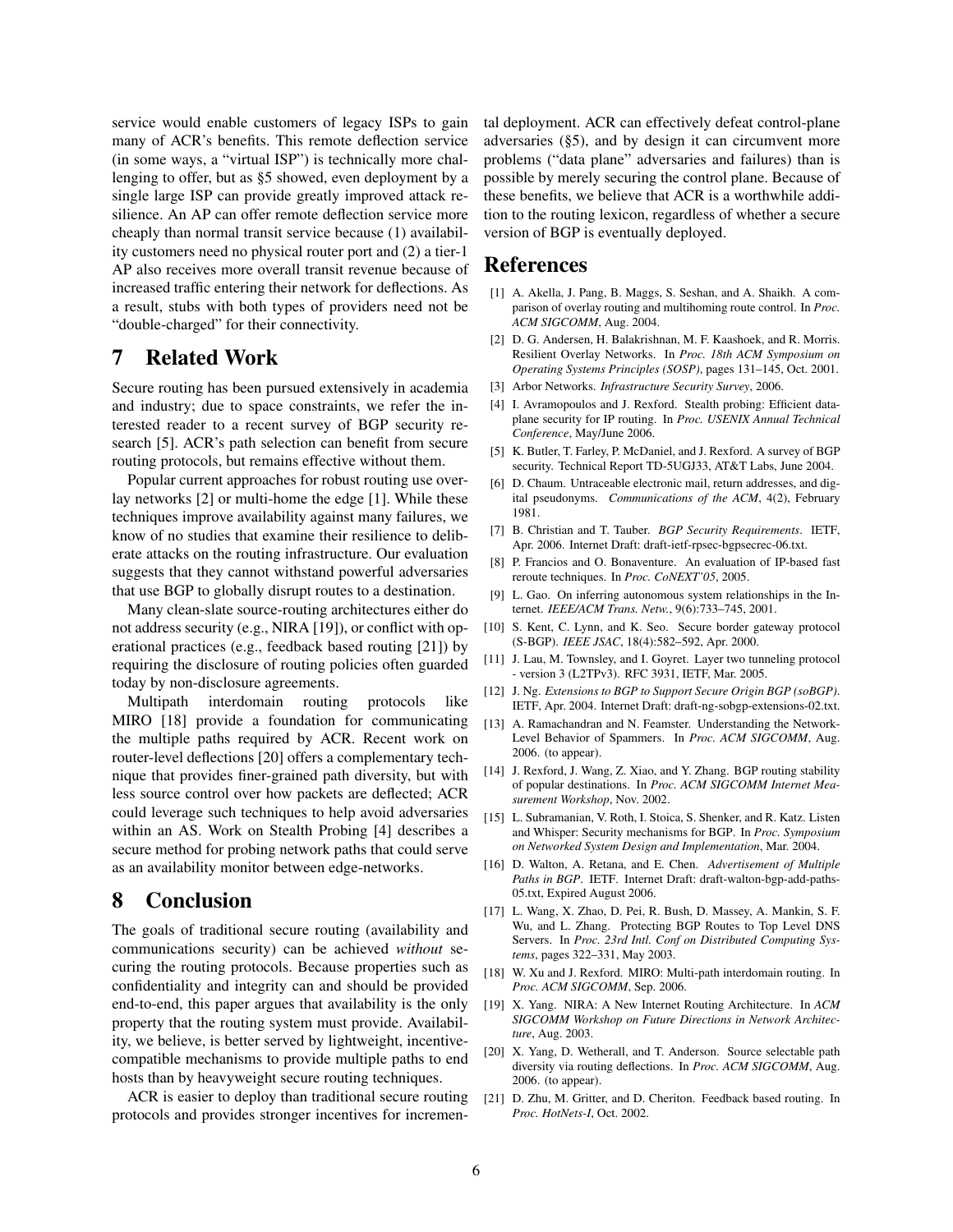service would enable customers of legacy ISPs to gain many of ACR's benefits. This remote deflection service (in some ways, a "virtual ISP") is technically more challenging to offer, but as §5 showed, even deployment by a single large ISP can provide greatly improved attack resilience. An AP can offer remote deflection service more cheaply than normal transit service because (1) availability customers need no physical router port and (2) a tier-1 AP also receives more overall transit revenue because of increased traffic entering their network for deflections. As a result, stubs with both types of providers need not be "double-charged" for their connectivity.

# 7 Related Work

Secure routing has been pursued extensively in academia and industry; due to space constraints, we refer the interested reader to a recent survey of BGP security research [5]. ACR's path selection can benefit from secure routing protocols, but remains effective without them.

Popular current approaches for robust routing use overlay networks [2] or multi-home the edge [1]. While these techniques improve availability against many failures, we know of no studies that examine their resilience to deliberate attacks on the routing infrastructure. Our evaluation suggests that they cannot withstand powerful adversaries that use BGP to globally disrupt routes to a destination.

Many clean-slate source-routing architectures either do not address security (e.g., NIRA [19]), or conflict with operational practices (e.g., feedback based routing [21]) by requiring the disclosure of routing policies often guarded today by non-disclosure agreements.

Multipath interdomain routing protocols like MIRO [18] provide a foundation for communicating the multiple paths required by ACR. Recent work on router-level deflections [20] offers a complementary technique that provides finer-grained path diversity, but with less source control over how packets are deflected; ACR could leverage such techniques to help avoid adversaries within an AS. Work on Stealth Probing [4] describes a secure method for probing network paths that could serve as an availability monitor between edge-networks.

# 8 Conclusion

The goals of traditional secure routing (availability and communications security) can be achieved *without* securing the routing protocols. Because properties such as confidentiality and integrity can and should be provided end-to-end, this paper argues that availability is the only property that the routing system must provide. Availability, we believe, is better served by lightweight, incentive-compatible mechanisms to provide multiple paths to end hosts than by heavyweight secure routing techniques.

ACR is easier to deploy than traditional secure routing protocols and provides stronger incentives for incremental deployment. ACR can effectively defeat control-plane adversaries (§5), and by design it can circumvent more problems ("data plane" adversaries and failures) than is possible by merely securing the control plane. Because of these benefits, we believe that ACR is a worthwhile addition to the routing lexicon, regardless of whether a secure version of BGP is eventually deployed.

# References

[1] A. Akella, J. Pang, B. Maggs, S. Seshan, and A. Shaikh. A comparison of overlay routing and multihoming route control. In *Proc. ACM SIGCOMM*, Aug. 2004.

[2] D. G. Andersen, H. Balakrishnan, M. F. Kaashoek, and R. Morris. Resilient Overlay Networks. In *Proc. 18th ACM Symposium on Operating Systems Principles (SOSP)*, pages 131–145, Oct. 2001.

[3] Arbor Networks. *Infrastructure Security Survey*, 2006.

[4] I. Avramopoulos and J. Rexford. Stealth probing: Efficient data-plane security for IP routing. In *Proc. USENIX Annual Technical Conference*, May/June 2006.

[5] K. Butler, T. Farley, P. McDaniel, and J. Rexford. A survey of BGP security. Technical Report TD-5UGJ33, AT&T Labs, June 2004.

[6] D. Chaum. Untraceable electronic mail, return addresses, and digital pseudonyms. *Communications of the ACM*, 4(2), February 1981.

[7] B. Christian and T. Tauber. *BGP Security Requirements*. IETF, Apr. 2006. Internet Draft: draft-ietf-rpsec-bgpsecrec-06.txt.

[8] P. Francios and O. Bonaventure. An evaluation of IP-based fast reroute techniques. In *Proc. CoNEXT'05*, 2005.

[9] L. Gao. On inferring autonomous system relationships in the Internet. *IEEE/ACM Trans. Netw.*, 9(6):733–745, 2001.

[10] S. Kent, C. Lynn, and K. Seo. Secure border gateway protocol (S-BGP). *IEEE JSAC*, 18(4):582–592, Apr. 2000.

[11] J. Lau, M. Townsley, and I. Goyret. Layer two tunneling protocol - version 3 (L2TPv3). RFC 3931, IETF, Mar. 2005.

[12] J. Ng. *Extensions to BGP to Support Secure Origin BGP (soBGP)*. IETF, Apr. 2004. Internet Draft: draft-ng-sobgp-extensions-02.txt.

[13] A. Ramachandran and N. Feamster. Understanding the Network-Level Behavior of Spammers. In *Proc. ACM SIGCOMM*, Aug. 2006. (to appear).

[14] J. Rexford, J. Wang, Z. Xiao, and Y. Zhang. BGP routing stability of popular destinations. In *Proc. ACM SIGCOMM Internet Measurement Workshop*, Nov. 2002.

[15] L. Subramanian, V. Roth, I. Stoica, S. Shenker, and R. Katz. Listen and Whisper: Security mechanisms for BGP. In *Proc. Symposium on Networked System Design and Implementation*, Mar. 2004.

[16] D. Walton, A. Retana, and E. Chen. *Advertisement of Multiple Paths in BGP*. IETF. Internet Draft: draft-walton-bgp-add-paths-05.txt, Expired August 2006.

[17] L. Wang, X. Zhao, D. Pei, R. Bush, D. Massey, A. Mankin, S. F. Wu, and L. Zhang. Protecting BGP Routes to Top Level DNS Servers. In *Proc. 23rd Intl. Conf on Distributed Computing Systems*, pages 322–331, May 2003.

[18] W. Xu and J. Rexford. MIRO: Multi-path interdomain routing. In *Proc. ACM SIGCOMM*, Sep. 2006.

[19] X. Yang. NIRA: A New Internet Routing Architecture. In *ACM SIGCOMM Workshop on Future Directions in Network Architecture*, Aug. 2003.

[20] X. Yang, D. Wetherall, and T. Anderson. Source selectable path diversity via routing deflections. In *Proc. ACM SIGCOMM*, Aug. 2006. (to appear).

[21] D. Zhu, M. Gritter, and D. Cheriton. Feedback based routing. In *Proc. HotNets-I*, Oct. 2002.